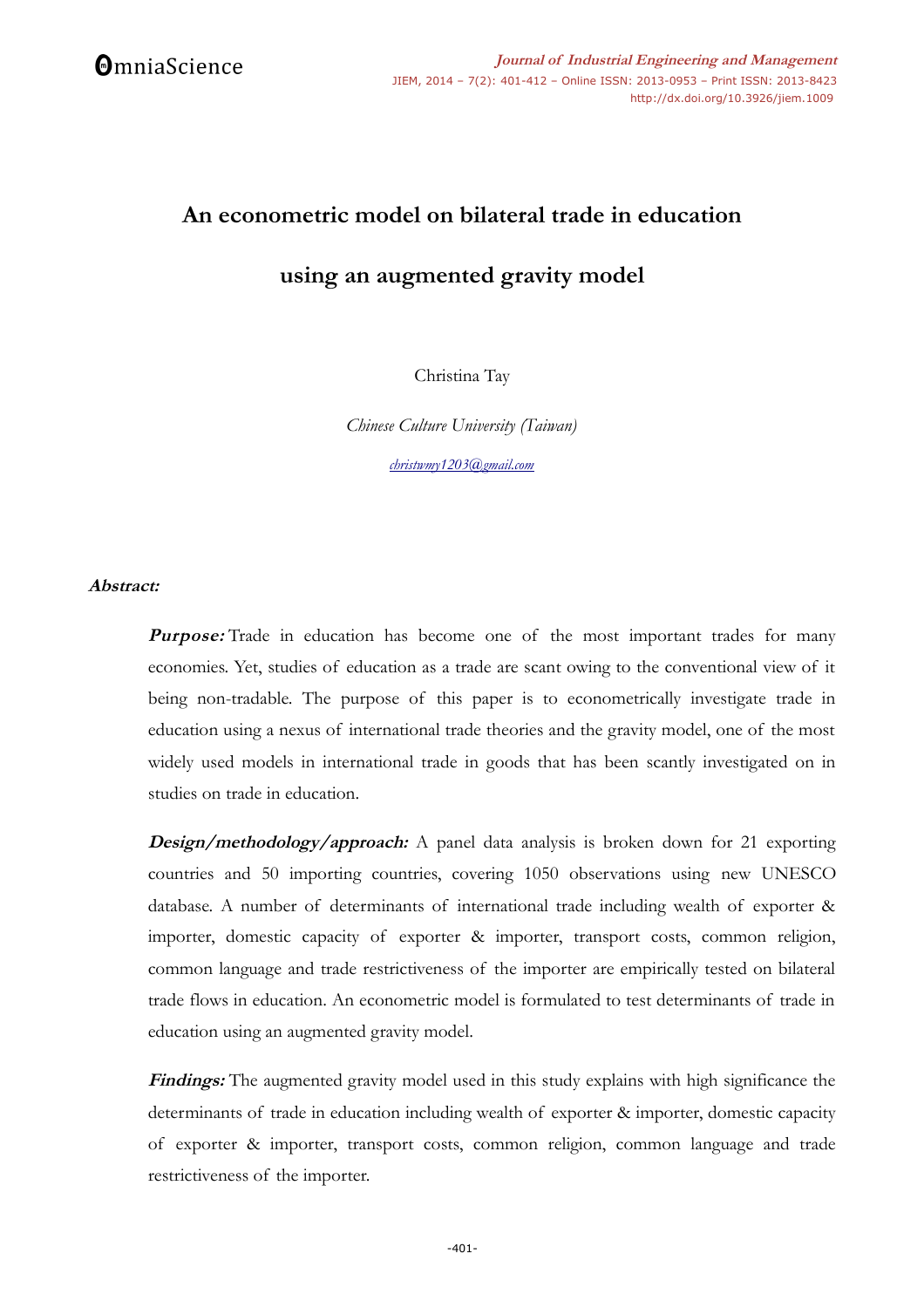# An econometric model on bilateral trade in education using an augmented gravity model

Christina Tay

*Chinese Culture University (Taiwan)*

christwmy1203@gmail.com

***Abstract:***

***Purpose:*** Trade in education has become one of the most important trades for many economies. Yet, studies of education as a trade are scant owing to the conventional view of it being non-tradable. The purpose of this paper is to econometrically investigate trade in education using a nexus of international trade theories and the gravity model, one of the most widely used models in international trade in goods that has been scantly investigated on in studies on trade in education.

***Design/methodology/approach:*** A panel data analysis is broken down for 21 exporting countries and 50 importing countries, covering 1050 observations using new UNESCO database. A number of determinants of international trade including wealth of exporter & importer, domestic capacity of exporter & importer, transport costs, common religion, common language and trade restrictiveness of the importer are empirically tested on bilateral trade flows in education. An econometric model is formulated to test determinants of trade in education using an augmented gravity model.

***Findings:*** The augmented gravity model used in this study explains with high significance the determinants of trade in education including wealth of exporter & importer, domestic capacity of exporter & importer, transport costs, common religion, common language and trade restrictiveness of the importer.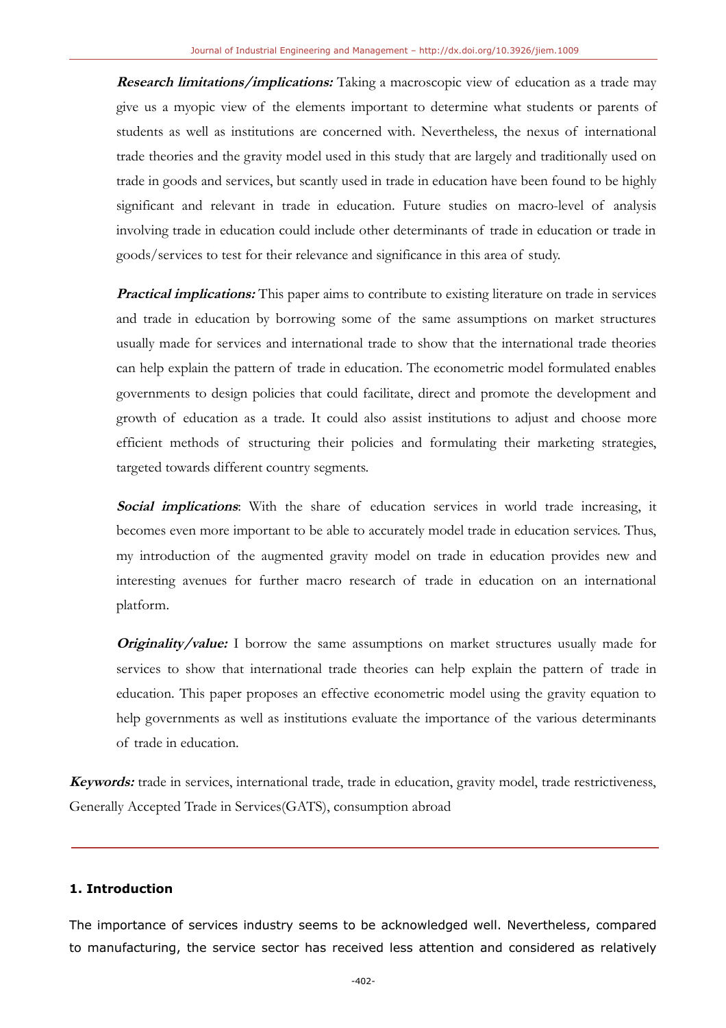***Research limitations/implications:*** Taking a macroscopic view of education as a trade may give us a myopic view of the elements important to determine what students or parents of students as well as institutions are concerned with. Nevertheless, the nexus of international trade theories and the gravity model used in this study that are largely and traditionally used on trade in goods and services, but scantly used in trade in education have been found to be highly significant and relevant in trade in education. Future studies on macro-level of analysis involving trade in education could include other determinants of trade in education or trade in goods/services to test for their relevance and significance in this area of study.

***Practical implications:*** This paper aims to contribute to existing literature on trade in services and trade in education by borrowing some of the same assumptions on market structures usually made for services and international trade to show that the international trade theories can help explain the pattern of trade in education. The econometric model formulated enables governments to design policies that could facilitate, direct and promote the development and growth of education as a trade. It could also assist institutions to adjust and choose more efficient methods of structuring their policies and formulating their marketing strategies, targeted towards different country segments.

***Social implications***: With the share of education services in world trade increasing, it becomes even more important to be able to accurately model trade in education services. Thus, my introduction of the augmented gravity model on trade in education provides new and interesting avenues for further macro research of trade in education on an international platform.

***Originality/value:*** I borrow the same assumptions on market structures usually made for services to show that international trade theories can help explain the pattern of trade in education. This paper proposes an effective econometric model using the gravity equation to help governments as well as institutions evaluate the importance of the various determinants of trade in education.

***Keywords:*** trade in services, international trade, trade in education, gravity model, trade restrictiveness, Generally Accepted Trade in Services(GATS), consumption abroad

## 1. Introduction

The importance of services industry seems to be acknowledged well. Nevertheless, compared to manufacturing, the service sector has received less attention and considered as relatively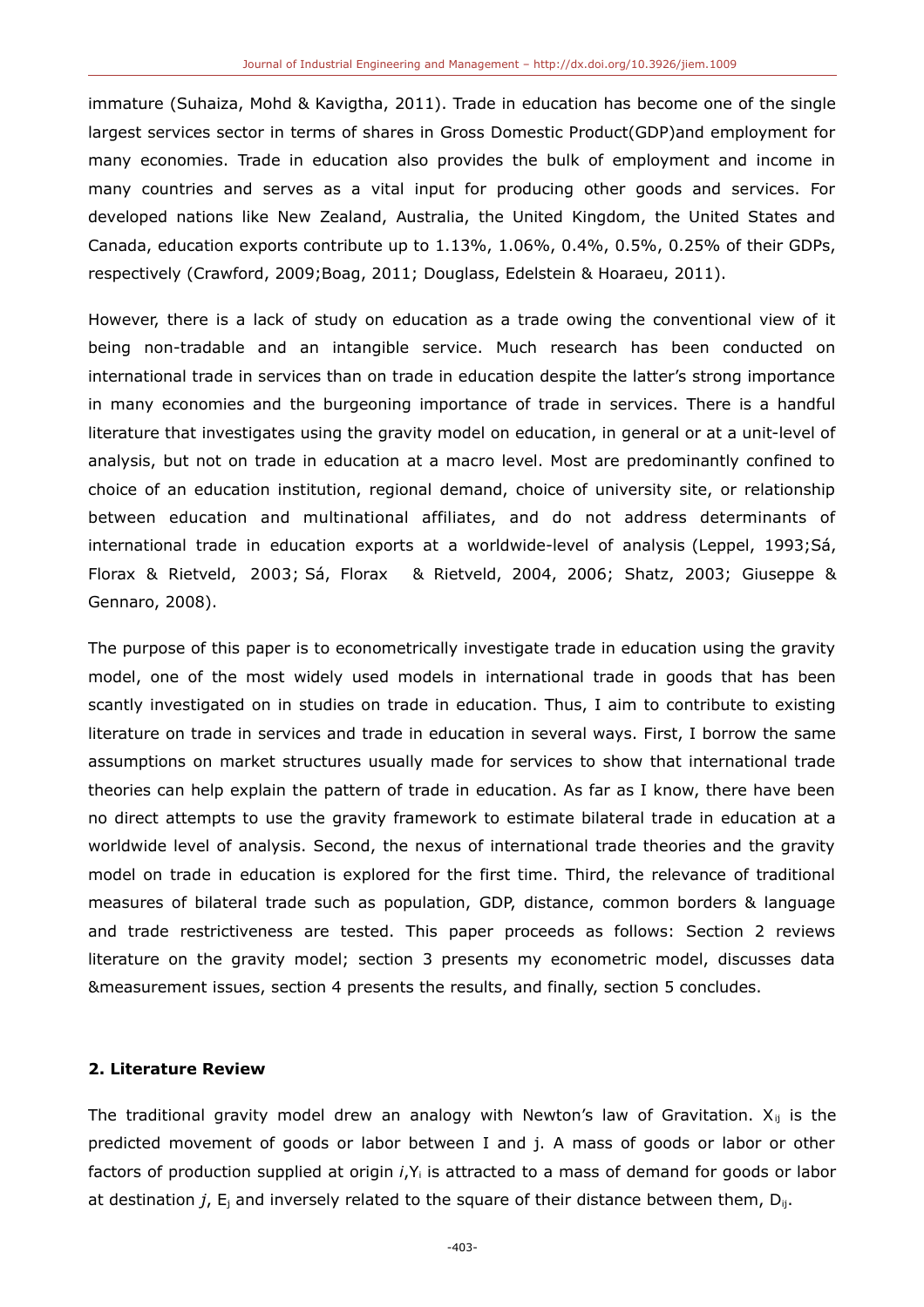immature (Suhaiza, Mohd & Kavigtha, 2011). Trade in education has become one of the single largest services sector in terms of shares in Gross Domestic Product(GDP)and employment for many economies. Trade in education also provides the bulk of employment and income in many countries and serves as a vital input for producing other goods and services. For developed nations like New Zealand, Australia, the United Kingdom, the United States and Canada, education exports contribute up to 1.13%, 1.06%, 0.4%, 0.5%, 0.25% of their GDPs, respectively (Crawford, 2009;Boag, 2011; Douglass, Edelstein & Hoaraeu, 2011).

However, there is a lack of study on education as a trade owing the conventional view of it being non-tradable and an intangible service. Much research has been conducted on international trade in services than on trade in education despite the latter's strong importance in many economies and the burgeoning importance of trade in services. There is a handful literature that investigates using the gravity model on education, in general or at a unit-level of analysis, but not on trade in education at a macro level. Most are predominantly confined to choice of an education institution, regional demand, choice of university site, or relationship between education and multinational affiliates, and do not address determinants of international trade in education exports at a worldwide-level of analysis (Leppel, 1993;Sá, Florax & Rietveld, 2003; Sá, Florax & Rietveld, 2004, 2006; Shatz, 2003; Giuseppe & Gennaro, 2008).

The purpose of this paper is to econometrically investigate trade in education using the gravity model, one of the most widely used models in international trade in goods that has been scantly investigated on in studies on trade in education. Thus, I aim to contribute to existing literature on trade in services and trade in education in several ways. First, I borrow the same assumptions on market structures usually made for services to show that international trade theories can help explain the pattern of trade in education. As far as I know, there have been no direct attempts to use the gravity framework to estimate bilateral trade in education at a worldwide level of analysis. Second, the nexus of international trade theories and the gravity model on trade in education is explored for the first time. Third, the relevance of traditional measures of bilateral trade such as population, GDP, distance, common borders & language and trade restrictiveness are tested. This paper proceeds as follows: Section 2 reviews literature on the gravity model; section 3 presents my econometric model, discusses data &measurement issues, section 4 presents the results, and finally, section 5 concludes.

## 2. Literature Review

The traditional gravity model drew an analogy with Newton's law of Gravitation. $X_{ij}$ is the predicted movement of goods or labor between I and j. A mass of goods or labor or other factors of production supplied at origin *i*,$Y_i$ is attracted to a mass of demand for goods or labor at destination *j*, $E_j$ and inversely related to the square of their distance between them, $D_{ij}$.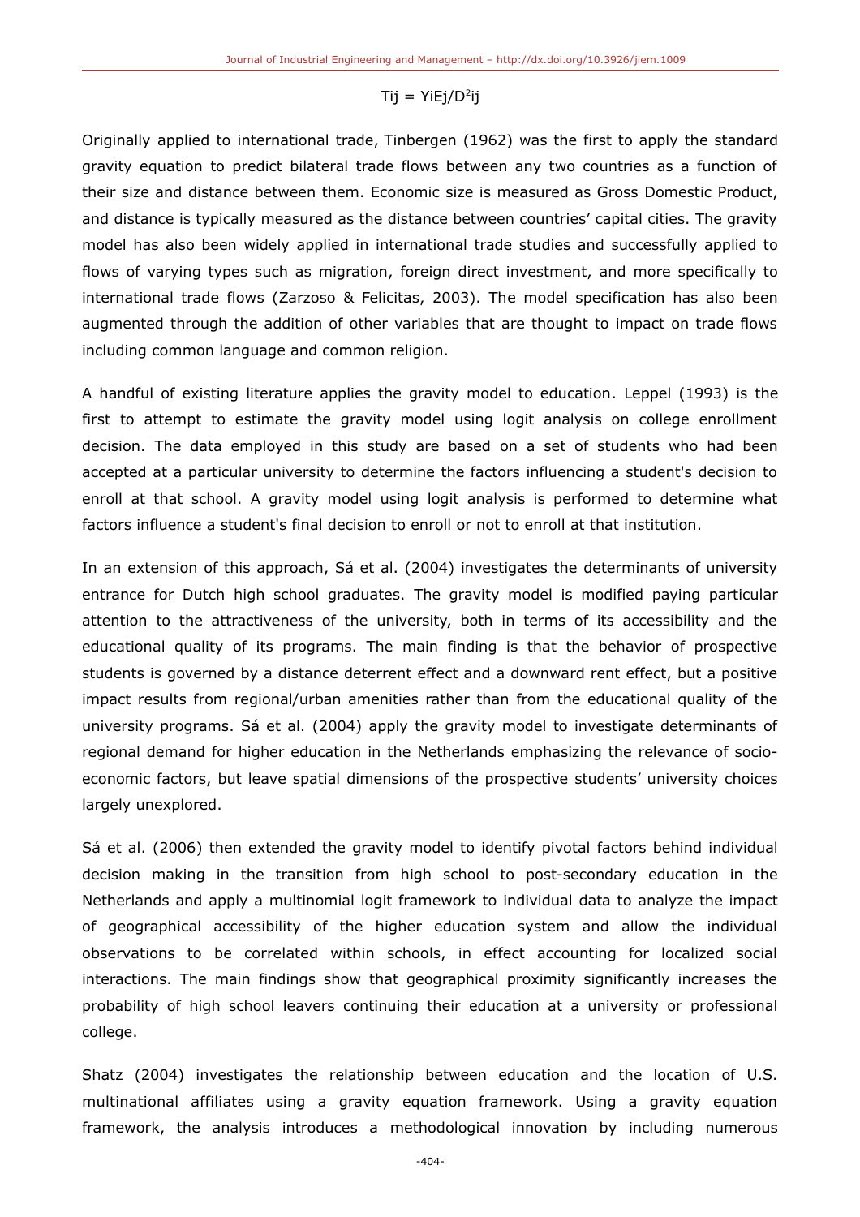$$T_{ij} = Y_i E_j / D^2_{ij}$$

Originally applied to international trade, Tinbergen (1962) was the first to apply the standard gravity equation to predict bilateral trade flows between any two countries as a function of their size and distance between them. Economic size is measured as Gross Domestic Product, and distance is typically measured as the distance between countries' capital cities. The gravity model has also been widely applied in international trade studies and successfully applied to flows of varying types such as migration, foreign direct investment, and more specifically to international trade flows (Zarzoso & Felicitas, 2003). The model specification has also been augmented through the addition of other variables that are thought to impact on trade flows including common language and common religion.

A handful of existing literature applies the gravity model to education. Leppel (1993) is the first to attempt to estimate the gravity model using logit analysis on college enrollment decision. The data employed in this study are based on a set of students who had been accepted at a particular university to determine the factors influencing a student's decision to enroll at that school. A gravity model using logit analysis is performed to determine what factors influence a student's final decision to enroll or not to enroll at that institution.

In an extension of this approach, Sá et al. (2004) investigates the determinants of university entrance for Dutch high school graduates. The gravity model is modified paying particular attention to the attractiveness of the university, both in terms of its accessibility and the educational quality of its programs. The main finding is that the behavior of prospective students is governed by a distance deterrent effect and a downward rent effect, but a positive impact results from regional/urban amenities rather than from the educational quality of the university programs. Sá et al. (2004) apply the gravity model to investigate determinants of regional demand for higher education in the Netherlands emphasizing the relevance of socio-economic factors, but leave spatial dimensions of the prospective students' university choices largely unexplored.

Sá et al. (2006) then extended the gravity model to identify pivotal factors behind individual decision making in the transition from high school to post-secondary education in the Netherlands and apply a multinomial logit framework to individual data to analyze the impact of geographical accessibility of the higher education system and allow the individual observations to be correlated within schools, in effect accounting for localized social interactions. The main findings show that geographical proximity significantly increases the probability of high school leavers continuing their education at a university or professional college.

Shatz (2004) investigates the relationship between education and the location of U.S. multinational affiliates using a gravity equation framework. Using a gravity equation framework, the analysis introduces a methodological innovation by including numerous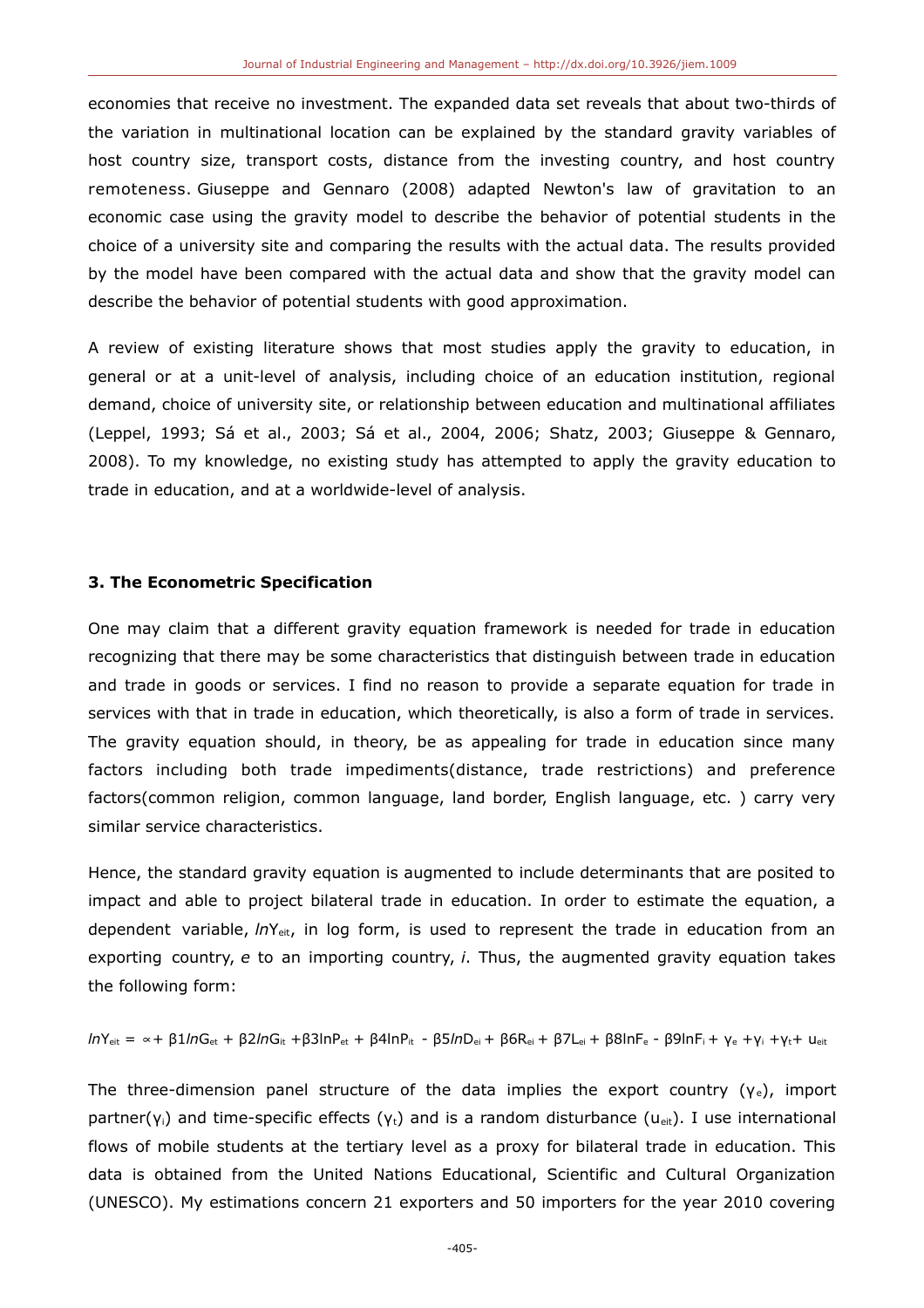economies that receive no investment. The expanded data set reveals that about two-thirds of the variation in multinational location can be explained by the standard gravity variables of host country size, transport costs, distance from the investing country, and host country remoteness. Giuseppe and Gennaro (2008) adapted Newton's law of gravitation to an economic case using the gravity model to describe the behavior of potential students in the choice of a university site and comparing the results with the actual data. The results provided by the model have been compared with the actual data and show that the gravity model can describe the behavior of potential students with good approximation.

A review of existing literature shows that most studies apply the gravity to education, in general or at a unit-level of analysis, including choice of an education institution, regional demand, choice of university site, or relationship between education and multinational affiliates (Leppel, 1993; Sá et al., 2003; Sá et al., 2004, 2006; Shatz, 2003; Giuseppe & Gennaro, 2008). To my knowledge, no existing study has attempted to apply the gravity education to trade in education, and at a worldwide-level of analysis.

### 3. The Econometric Specification

One may claim that a different gravity equation framework is needed for trade in education recognizing that there may be some characteristics that distinguish between trade in education and trade in goods or services. I find no reason to provide a separate equation for trade in services with that in trade in education, which theoretically, is also a form of trade in services. The gravity equation should, in theory, be as appealing for trade in education since many factors including both trade impediments(distance, trade restrictions) and preference factors(common religion, common language, land border, English language, etc. ) carry very similar service characteristics.

Hence, the standard gravity equation is augmented to include determinants that are posited to impact and able to project bilateral trade in education. In order to estimate the equation, a dependent variable, $lnY_{eit}$, in log form, is used to represent the trade in education from an exporting country, *e* to an importing country, *i*. Thus, the augmented gravity equation takes the following form:

$$lnY_{eit} = \propto + \beta 1 lnG_{et} + \beta 2 lnG_{it} + \beta 3 lnP_{et} + \beta 4 lnP_{it} - \beta 5 lnD_{ei} + \beta 6 R_{ei} + \beta 7 L_{ei} + \beta 8 lnF_{e} - \beta 9 lnF_{i} + \gamma_{e} + \gamma_{i} + \gamma_{t} + u_{eit}$$

The three-dimension panel structure of the data implies the export country ($\gamma_e$), import partner($\gamma_i$) and time-specific effects ($\gamma_t$) and is a random disturbance ($u_{eit}$). I use international flows of mobile students at the tertiary level as a proxy for bilateral trade in education. This data is obtained from the United Nations Educational, Scientific and Cultural Organization (UNESCO). My estimations concern 21 exporters and 50 importers for the year 2010 covering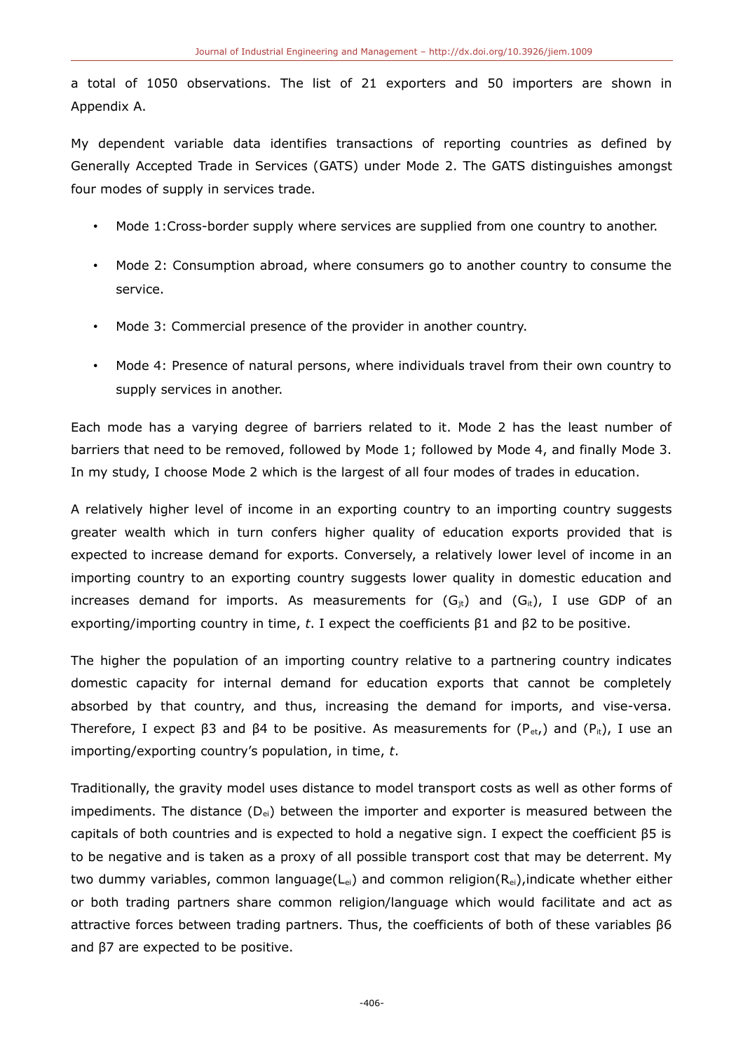a total of 1050 observations. The list of 21 exporters and 50 importers are shown in Appendix A.

My dependent variable data identifies transactions of reporting countries as defined by Generally Accepted Trade in Services (GATS) under Mode 2. The GATS distinguishes amongst four modes of supply in services trade.

- Mode 1:Cross-border supply where services are supplied from one country to another.
- Mode 2: Consumption abroad, where consumers go to another country to consume the service.
- Mode 3: Commercial presence of the provider in another country.
- Mode 4: Presence of natural persons, where individuals travel from their own country to supply services in another.

Each mode has a varying degree of barriers related to it. Mode 2 has the least number of barriers that need to be removed, followed by Mode 1; followed by Mode 4, and finally Mode 3. In my study, I choose Mode 2 which is the largest of all four modes of trades in education.

A relatively higher level of income in an exporting country to an importing country suggests greater wealth which in turn confers higher quality of education exports provided that is expected to increase demand for exports. Conversely, a relatively lower level of income in an importing country to an exporting country suggests lower quality in domestic education and increases demand for imports. As measurements for ($G_{jt}$) and ($G_{it}$), I use GDP of an exporting/importing country in time, *t*. I expect the coefficients β1 and β2 to be positive.

The higher the population of an importing country relative to a partnering country indicates domestic capacity for internal demand for education exports that cannot be completely absorbed by that country, and thus, increasing the demand for imports, and vise-versa. Therefore, I expect β3 and β4 to be positive. As measurements for ($P_{et}$,) and ($P_{it}$), I use an importing/exporting country's population, in time, *t*.

Traditionally, the gravity model uses distance to model transport costs as well as other forms of impediments. The distance ($D_{ei}$) between the importer and exporter is measured between the capitals of both countries and is expected to hold a negative sign. I expect the coefficient β5 is to be negative and is taken as a proxy of all possible transport cost that may be deterrent. My two dummy variables, common language($L_{ei}$) and common religion($R_{ei}$),indicate whether either or both trading partners share common religion/language which would facilitate and act as attractive forces between trading partners. Thus, the coefficients of both of these variables β6 and β7 are expected to be positive.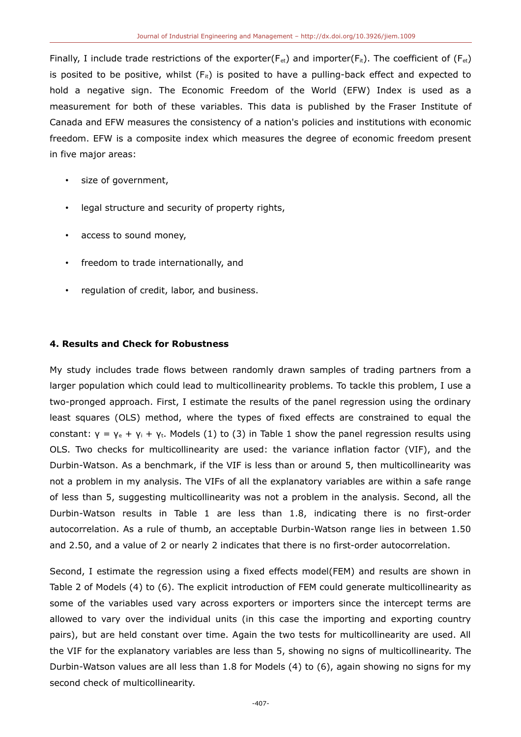Finally, I include trade restrictions of the exporter($F_{et}$) and importer($F_{it}$). The coefficient of ($F_{et}$) is posited to be positive, whilst ($F_{it}$) is posited to have a pulling-back effect and expected to hold a negative sign. The Economic Freedom of the World (EFW) Index is used as a measurement for both of these variables. This data is published by the Fraser Institute of Canada and EFW measures the consistency of a nation's policies and institutions with economic freedom. EFW is a composite index which measures the degree of economic freedom present in five major areas:

- size of government,
- legal structure and security of property rights,
- access to sound money,
- freedom to trade internationally, and
- regulation of credit, labor, and business.

## 4. Results and Check for Robustness

My study includes trade flows between randomly drawn samples of trading partners from a larger population which could lead to multicollinearity problems. To tackle this problem, I use a two-pronged approach. First, I estimate the results of the panel regression using the ordinary least squares (OLS) method, where the types of fixed effects are constrained to equal the constant: $\gamma = \gamma_e + \gamma_i + \gamma_t$. Models (1) to (3) in Table 1 show the panel regression results using OLS. Two checks for multicollinearity are used: the variance inflation factor (VIF), and the Durbin-Watson. As a benchmark, if the VIF is less than or around 5, then multicollinearity was not a problem in my analysis. The VIFs of all the explanatory variables are within a safe range of less than 5, suggesting multicollinearity was not a problem in the analysis. Second, all the Durbin-Watson results in Table 1 are less than 1.8, indicating there is no first-order autocorrelation. As a rule of thumb, an acceptable Durbin-Watson range lies in between 1.50 and 2.50, and a value of 2 or nearly 2 indicates that there is no first-order autocorrelation.

Second, I estimate the regression using a fixed effects model(FEM) and results are shown in Table 2 of Models (4) to (6). The explicit introduction of FEM could generate multicollinearity as some of the variables used vary across exporters or importers since the intercept terms are allowed to vary over the individual units (in this case the importing and exporting country pairs), but are held constant over time. Again the two tests for multicollinearity are used. All the VIF for the explanatory variables are less than 5, showing no signs of multicollinearity. The Durbin-Watson values are all less than 1.8 for Models (4) to (6), again showing no signs for my second check of multicollinearity.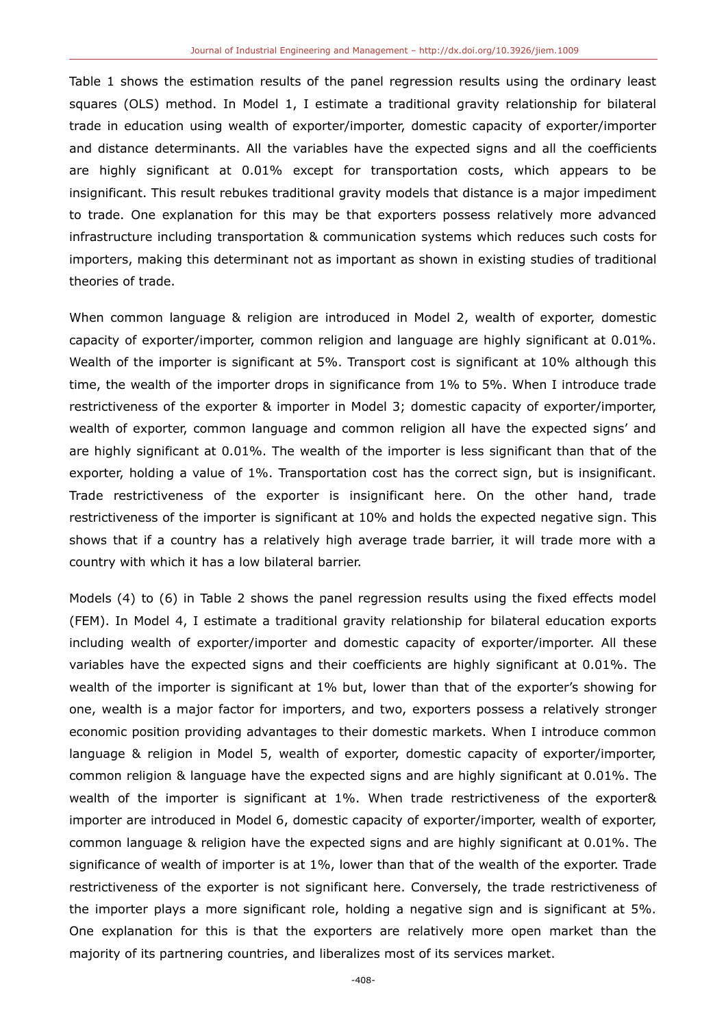Table 1 shows the estimation results of the panel regression results using the ordinary least squares (OLS) method. In Model 1, I estimate a traditional gravity relationship for bilateral trade in education using wealth of exporter/importer, domestic capacity of exporter/importer and distance determinants. All the variables have the expected signs and all the coefficients are highly significant at 0.01% except for transportation costs, which appears to be insignificant. This result rebukes traditional gravity models that distance is a major impediment to trade. One explanation for this may be that exporters possess relatively more advanced infrastructure including transportation & communication systems which reduces such costs for importers, making this determinant not as important as shown in existing studies of traditional theories of trade.

When common language & religion are introduced in Model 2, wealth of exporter, domestic capacity of exporter/importer, common religion and language are highly significant at 0.01%. Wealth of the importer is significant at 5%. Transport cost is significant at 10% although this time, the wealth of the importer drops in significance from 1% to 5%. When I introduce trade restrictiveness of the exporter & importer in Model 3; domestic capacity of exporter/importer, wealth of exporter, common language and common religion all have the expected signs' and are highly significant at 0.01%. The wealth of the importer is less significant than that of the exporter, holding a value of 1%. Transportation cost has the correct sign, but is insignificant. Trade restrictiveness of the exporter is insignificant here. On the other hand, trade restrictiveness of the importer is significant at 10% and holds the expected negative sign. This shows that if a country has a relatively high average trade barrier, it will trade more with a country with which it has a low bilateral barrier.

Models (4) to (6) in Table 2 shows the panel regression results using the fixed effects model (FEM). In Model 4, I estimate a traditional gravity relationship for bilateral education exports including wealth of exporter/importer and domestic capacity of exporter/importer. All these variables have the expected signs and their coefficients are highly significant at 0.01%. The wealth of the importer is significant at 1% but, lower than that of the exporter's showing for one, wealth is a major factor for importers, and two, exporters possess a relatively stronger economic position providing advantages to their domestic markets. When I introduce common language & religion in Model 5, wealth of exporter, domestic capacity of exporter/importer, common religion & language have the expected signs and are highly significant at 0.01%. The wealth of the importer is significant at 1%. When trade restrictiveness of the exporter& importer are introduced in Model 6, domestic capacity of exporter/importer, wealth of exporter, common language & religion have the expected signs and are highly significant at 0.01%. The significance of wealth of importer is at 1%, lower than that of the wealth of the exporter. Trade restrictiveness of the exporter is not significant here. Conversely, the trade restrictiveness of the importer plays a more significant role, holding a negative sign and is significant at 5%. One explanation for this is that the exporters are relatively more open market than the majority of its partnering countries, and liberalizes most of its services market.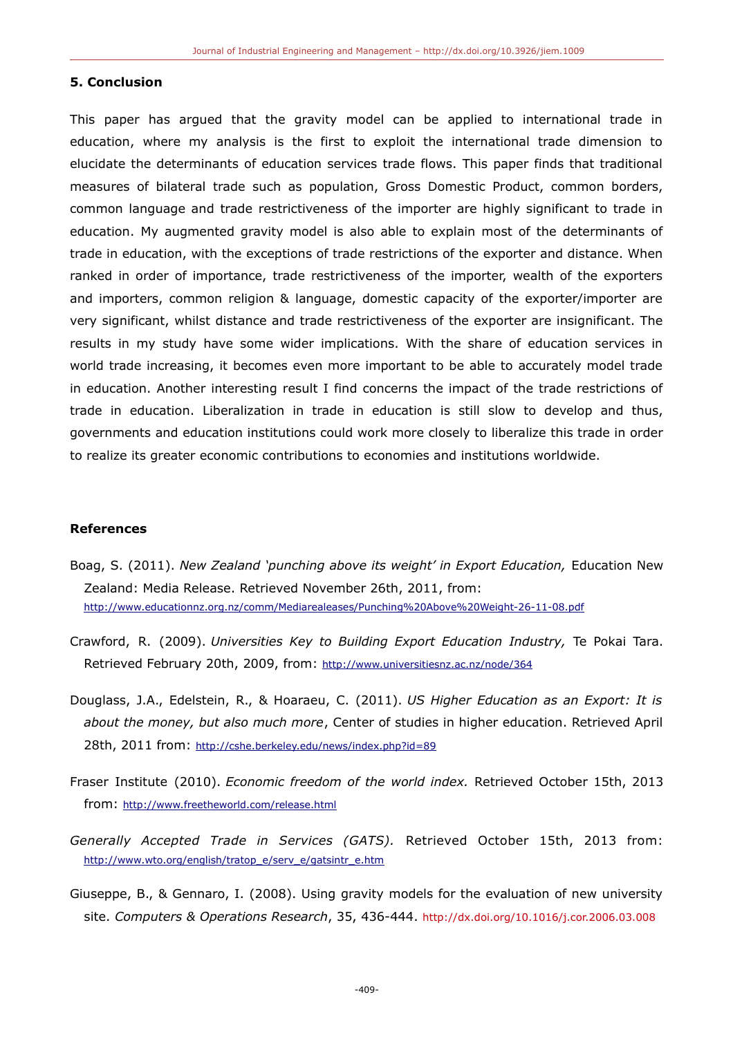## 5. Conclusion

This paper has argued that the gravity model can be applied to international trade in education, where my analysis is the first to exploit the international trade dimension to elucidate the determinants of education services trade flows. This paper finds that traditional measures of bilateral trade such as population, Gross Domestic Product, common borders, common language and trade restrictiveness of the importer are highly significant to trade in education. My augmented gravity model is also able to explain most of the determinants of trade in education, with the exceptions of trade restrictions of the exporter and distance. When ranked in order of importance, trade restrictiveness of the importer, wealth of the exporters and importers, common religion & language, domestic capacity of the exporter/importer are very significant, whilst distance and trade restrictiveness of the exporter are insignificant. The results in my study have some wider implications. With the share of education services in world trade increasing, it becomes even more important to be able to accurately model trade in education. Another interesting result I find concerns the impact of the trade restrictions of trade in education. Liberalization in trade in education is still slow to develop and thus, governments and education institutions could work more closely to liberalize this trade in order to realize its greater economic contributions to economies and institutions worldwide.

## References

Boag, S. (2011). *New Zealand 'punching above its weight' in Export Education,* Education New Zealand: Media Release. Retrieved November 26th, 2011, from: http://www.educationnz.org.nz/comm/Mediarealeases/Punching%20Above%20Weight-26-11-08.pdf

Crawford, R. (2009). *Universities Key to Building Export Education Industry,* Te Pokai Tara. Retrieved February 20th, 2009, from: http://www.universitiesnz.ac.nz/node/364

Douglass, J.A., Edelstein, R., & Hoaraeu, C. (2011). *US Higher Education as an Export: It is about the money, but also much more*, Center of studies in higher education. Retrieved April 28th, 2011 from: http://cshe.berkeley.edu/news/index.php?id=89

Fraser Institute (2010). *Economic freedom of the world index.* Retrieved October 15th, 2013 from: http://www.freetheworld.com/release.html

*Generally Accepted Trade in Services (GATS).* Retrieved October 15th, 2013 from: http://www.wto.org/english/tratop_e/serv_e/gatsintr_e.htm

Giuseppe, B., & Gennaro, I. (2008). Using gravity models for the evaluation of new university site. *Computers & Operations Research*, 35, 436-444. http://dx.doi.org/10.1016/j.cor.2006.03.008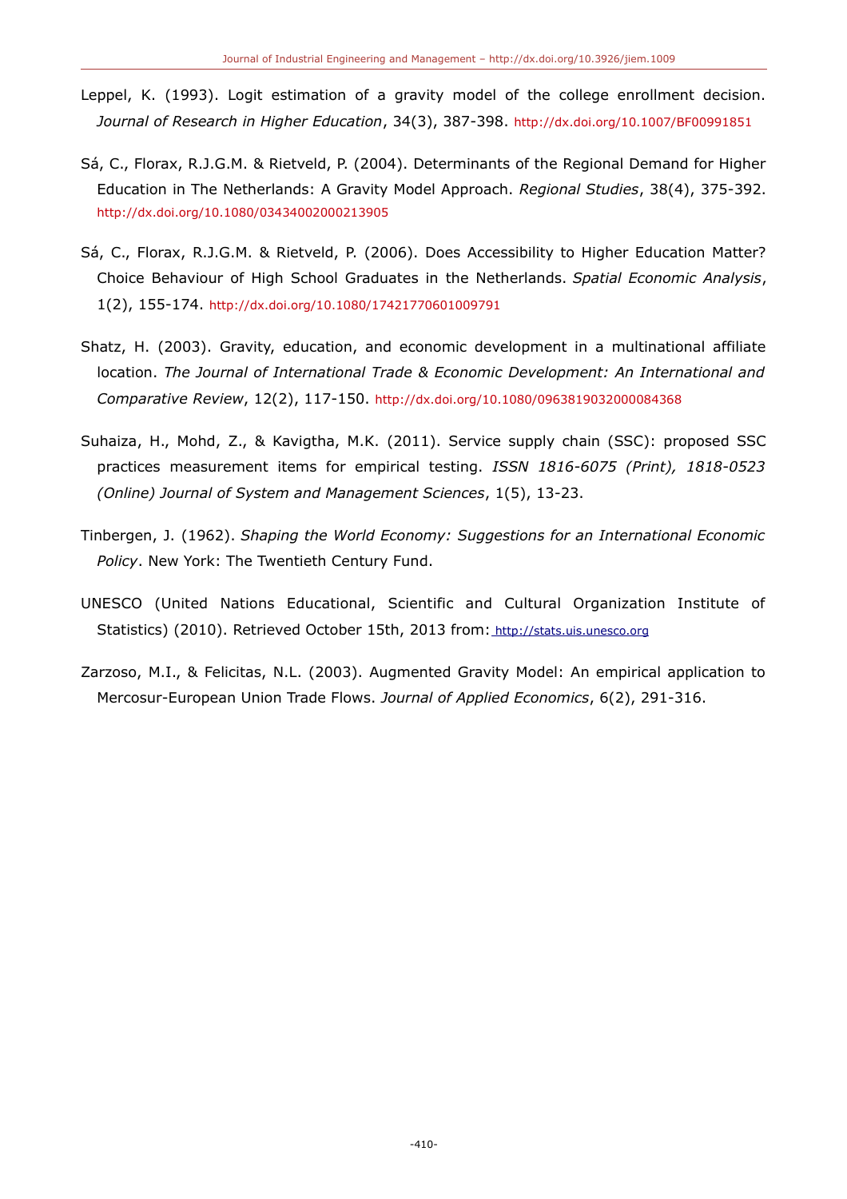Leppel, K. (1993). Logit estimation of a gravity model of the college enrollment decision. *Journal of Research in Higher Education*, 34(3), 387-398. http://dx.doi.org/10.1007/BF00991851

Sá, C., Florax, R.J.G.M. & Rietveld, P. (2004). Determinants of the Regional Demand for Higher Education in The Netherlands: A Gravity Model Approach. *Regional Studies*, 38(4), 375-392. http://dx.doi.org/10.1080/03434002000213905

Sá, C., Florax, R.J.G.M. & Rietveld, P. (2006). Does Accessibility to Higher Education Matter? Choice Behaviour of High School Graduates in the Netherlands. *Spatial Economic Analysis*, 1(2), 155-174. http://dx.doi.org/10.1080/17421770601009791

Shatz, H. (2003). Gravity, education, and economic development in a multinational affiliate location. *The Journal of International Trade & Economic Development: An International and Comparative Review*, 12(2), 117-150. http://dx.doi.org/10.1080/0963819032000084368

Suhaiza, H., Mohd, Z., & Kavigtha, M.K. (2011). Service supply chain (SSC): proposed SSC practices measurement items for empirical testing. *ISSN 1816-6075 (Print), 1818-0523 (Online) Journal of System and Management Sciences*, 1(5), 13-23.

Tinbergen, J. (1962). *Shaping the World Economy: Suggestions for an International Economic Policy*. New York: The Twentieth Century Fund.

UNESCO (United Nations Educational, Scientific and Cultural Organization Institute of Statistics) (2010). Retrieved October 15th, 2013 from: http://stats.uis.unesco.org

Zarzoso, M.I., & Felicitas, N.L. (2003). Augmented Gravity Model: An empirical application to Mercosur-European Union Trade Flows. *Journal of Applied Economics*, 6(2), 291-316.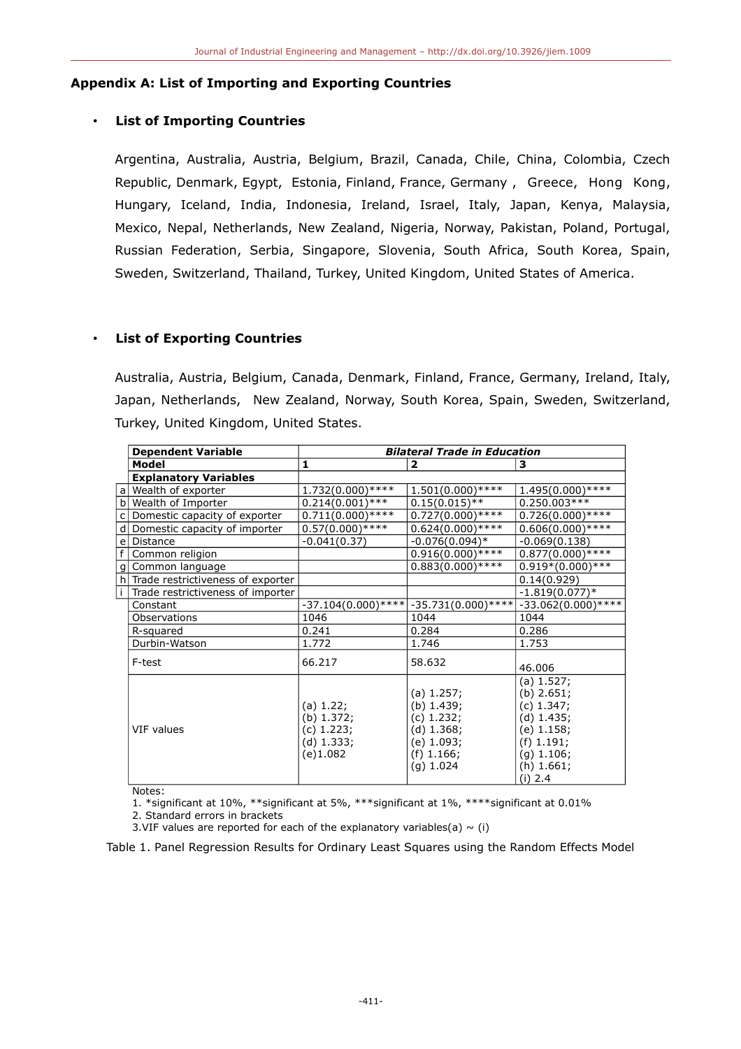## Appendix A: List of Importing and Exporting Countries

- **List of Importing Countries**

  Argentina, Australia, Austria, Belgium, Brazil, Canada, Chile, China, Colombia, Czech Republic, Denmark, Egypt, Estonia, Finland, France, Germany , Greece, Hong Kong, Hungary, Iceland, India, Indonesia, Ireland, Israel, Italy, Japan, Kenya, Malaysia, Mexico, Nepal, Netherlands, New Zealand, Nigeria, Norway, Pakistan, Poland, Portugal, Russian Federation, Serbia, Singapore, Slovenia, South Africa, South Korea, Spain, Sweden, Switzerland, Thailand, Turkey, United Kingdom, United States of America.

- **List of Exporting Countries**

  Australia, Austria, Belgium, Canada, Denmark, Finland, France, Germany, Ireland, Italy, Japan, Netherlands, New Zealand, Norway, South Korea, Spain, Sweden, Switzerland, Turkey, United Kingdom, United States.

| | **Dependent Variable** | ***Bilateral Trade in Education*** | | |
|---|---|---|---|---|
| | **Model** | **1** | **2** | **3** |
| | **Explanatory Variables** | | | |
| a | Wealth of exporter | 1.732(0.000)**** | 1.501(0.000)**** | 1.495(0.000)**** |
| b | Wealth of Importer | 0.214(0.001)*** | 0.15(0.015)** | 0.250.003*** |
| c | Domestic capacity of exporter | 0.711(0.000)**** | 0.727(0.000)**** | 0.726(0.000)**** |
| d | Domestic capacity of importer | 0.57(0.000)**** | 0.624(0.000)**** | 0.606(0.000)**** |
| e | Distance | -0.041(0.37) | -0.076(0.094)* | -0.069(0.138) |
| f | Common religion | | 0.916(0.000)**** | 0.877(0.000)**** |
| g | Common language | | 0.883(0.000)**** | 0.919*(0.000)*** |
| h | Trade restrictiveness of exporter | | | 0.14(0.929) |
| i | Trade restrictiveness of importer | | | -1.819(0.077)* |
| | Constant | -37.104(0.000)**** | -35.731(0.000)**** | -33.062(0.000)**** |
| | Observations | 1046 | 1044 | 1044 |
| | R-squared | 0.241 | 0.284 | 0.286 |
| | Durbin-Watson | 1.772 | 1.746 | 1.753 |
| | F-test | 66.217 | 58.632 | 46.006 |
| | VIF values | (a) 1.22; (b) 1.372; (c) 1.223; (d) 1.333; (e)1.082 | (a) 1.257; (b) 1.439; (c) 1.232; (d) 1.368; (e) 1.093; (f) 1.166; (g) 1.024 | (a) 1.527; (b) 2.651; (c) 1.347; (d) 1.435; (e) 1.158; (f) 1.191; (g) 1.106; (h) 1.661; (i) 2.4 |

Notes:

1. *significant at 10%, **significant at 5%, ***significant at 1%, ****significant at 0.01%
2. Standard errors in brackets
3. VIF values are reported for each of the explanatory variables(a) ~ (i)

Table 1. Panel Regression Results for Ordinary Least Squares using the Random Effects Model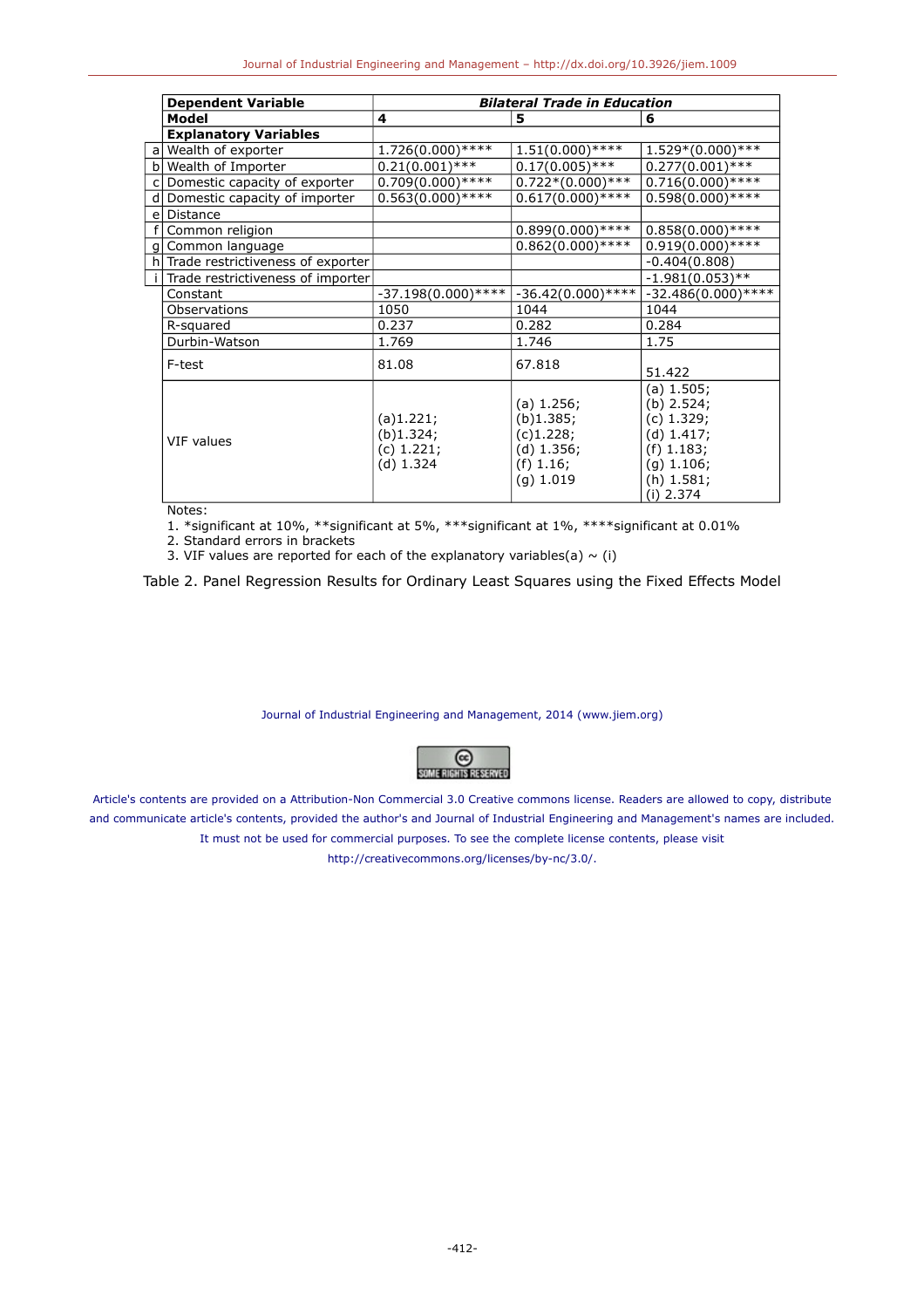| | Dependent Variable | Bilateral Trade in Education | | |
|---|---|---|---|---|
| | **Model** | **4** | **5** | **6** |
| | **Explanatory Variables** | | | |
| a | Wealth of exporter | 1.726(0.000)**** | 1.51(0.000)**** | 1.529*(0.000)*** |
| b | Wealth of Importer | 0.21(0.001)*** | 0.17(0.005)*** | 0.277(0.001)*** |
| c | Domestic capacity of exporter | 0.709(0.000)**** | 0.722*(0.000)*** | 0.716(0.000)**** |
| d | Domestic capacity of importer | 0.563(0.000)**** | 0.617(0.000)**** | 0.598(0.000)**** |
| e | Distance | | | |
| f | Common religion | | 0.899(0.000)**** | 0.858(0.000)**** |
| g | Common language | | 0.862(0.000)**** | 0.919(0.000)**** |
| h | Trade restrictiveness of exporter | | | -0.404(0.808) |
| i | Trade restrictiveness of importer | | | -1.981(0.053)** |
| | Constant | -37.198(0.000)**** | -36.42(0.000)**** | -32.486(0.000)**** |
| | Observations | 1050 | 1044 | 1044 |
| | R-squared | 0.237 | 0.282 | 0.284 |
| | Durbin-Watson | 1.769 | 1.746 | 1.75 |
| | F-test | 81.08 | 67.818 | 51.422 |
| | VIF values | (a)1.221; (b)1.324; (c) 1.221; (d) 1.324 | (a) 1.256; (b)1.385; (c)1.228; (d) 1.356; (f) 1.16; (g) 1.019 | (a) 1.505; (b) 2.524; (c) 1.329; (d) 1.417; (f) 1.183; (g) 1.106; (h) 1.581; (i) 2.374 |

Notes:

1. *significant at 10%, **significant at 5%, ***significant at 1%, ****significant at 0.01%
2. Standard errors in brackets
3. VIF values are reported for each of the explanatory variables(a) ~ (i)

Table 2. Panel Regression Results for Ordinary Least Squares using the Fixed Effects Model

Journal of Industrial Engineering and Management, 2014 (www.jiem.org)

Article's contents are provided on a Attribution-Non Commercial 3.0 Creative commons license. Readers are allowed to copy, distribute and communicate article's contents, provided the author's and Journal of Industrial Engineering and Management's names are included. It must not be used for commercial purposes. To see the complete license contents, please visit http://creativecommons.org/licenses/by-nc/3.0/.